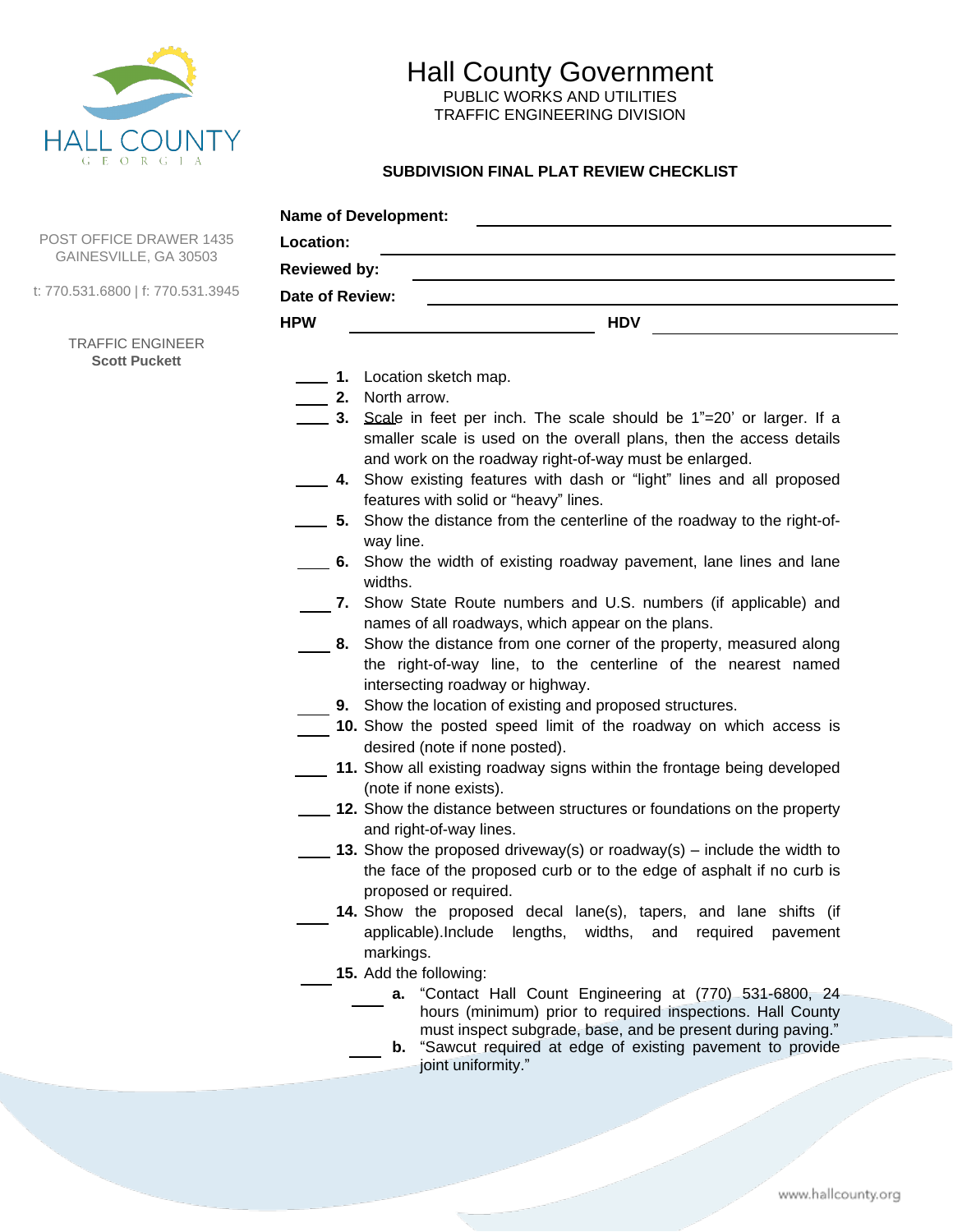HALL COUNTY
GEORGIA

POST OFFICE DRAWER 1435
GAINESVILLE, GA 30503

t: 770.531.6800 | f: 770.531.3945

TRAFFIC ENGINEER
**Scott Puckett**

# Hall County Government

PUBLIC WORKS AND UTILITIES
TRAFFIC ENGINEERING DIVISION

## SUBDIVISION FINAL PLAT REVIEW CHECKLIST

**Name of Development:** ____________________

**Location:** ____________________

**Reviewed by:** ____________________

**Date of Review:** ____________________

**HPW** ____________________ **HDV** ____________________

____ **1.** Location sketch map.

____ **2.** North arrow.

____ **3.** Scale in feet per inch. The scale should be 1"=20' or larger. If a smaller scale is used on the overall plans, then the access details and work on the roadway right-of-way must be enlarged.

____ **4.** Show existing features with dash or "light" lines and all proposed features with solid or "heavy" lines.

____ **5.** Show the distance from the centerline of the roadway to the right-of-way line.

____ **6.** Show the width of existing roadway pavement, lane lines and lane widths.

____ **7.** Show State Route numbers and U.S. numbers (if applicable) and names of all roadways, which appear on the plans.

____ **8.** Show the distance from one corner of the property, measured along the right-of-way line, to the centerline of the nearest named intersecting roadway or highway.

____ **9.** Show the location of existing and proposed structures.

____ **10.** Show the posted speed limit of the roadway on which access is desired (note if none posted).

____ **11.** Show all existing roadway signs within the frontage being developed (note if none exists).

____ **12.** Show the distance between structures or foundations on the property and right-of-way lines.

____ **13.** Show the proposed driveway(s) or roadway(s) – include the width to the face of the proposed curb or to the edge of asphalt if no curb is proposed or required.

____ **14.** Show the proposed decal lane(s), tapers, and lane shifts (if applicable).Include lengths, widths, and required pavement markings.

____ **15.** Add the following:

- ____ **a.** "Contact Hall Count Engineering at (770) 531-6800, 24 hours (minimum) prior to required inspections. Hall County must inspect subgrade, base, and be present during paving."
- ____ **b.** "Sawcut required at edge of existing pavement to provide joint uniformity."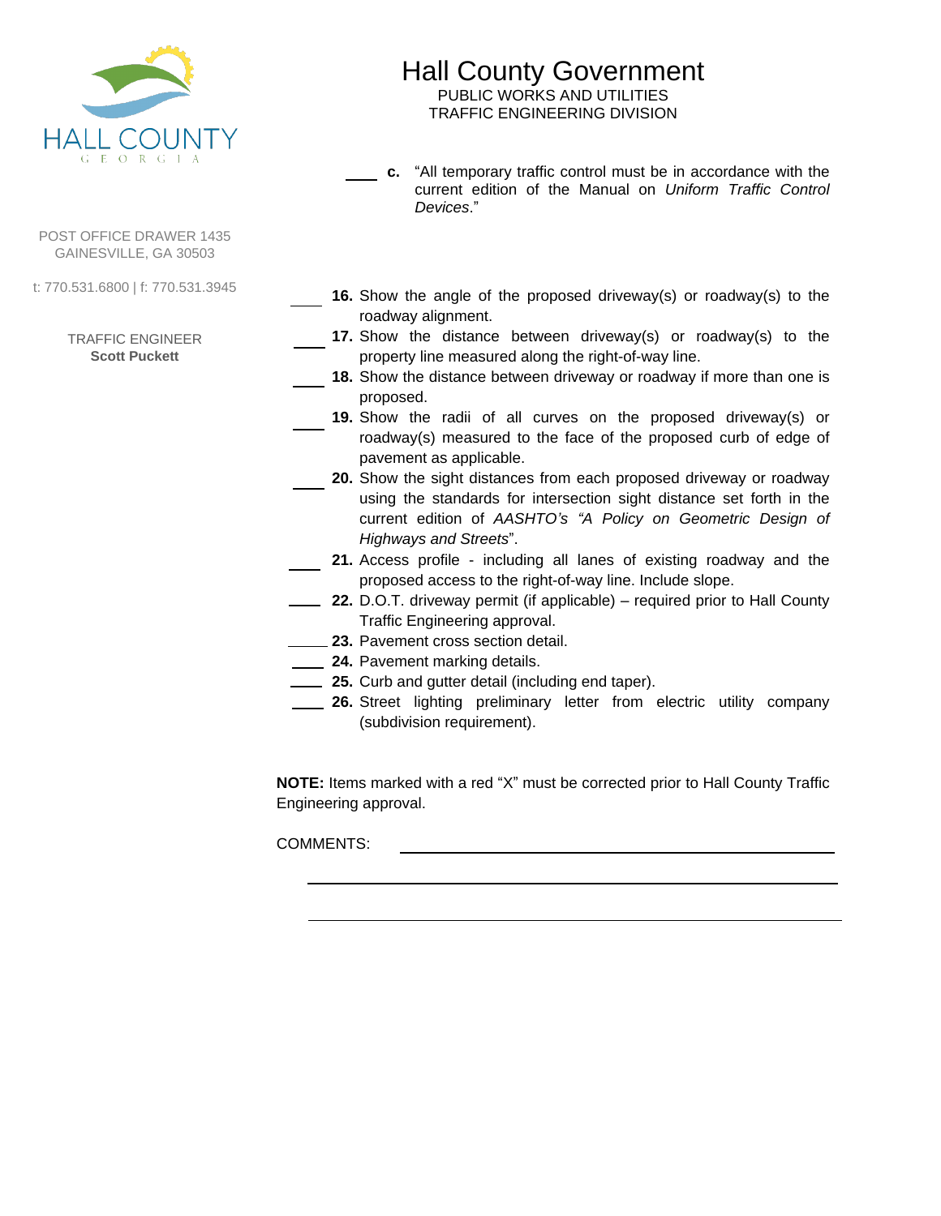# Hall County Government

PUBLIC WORKS AND UTILITIES
TRAFFIC ENGINEERING DIVISION

HALL COUNTY
GEORGIA

POST OFFICE DRAWER 1435
GAINESVILLE, GA 30503

t: 770.531.6800 | f: 770.531.3945

TRAFFIC ENGINEER
**Scott Puckett**

____ **c.** "All temporary traffic control must be in accordance with the current edition of the Manual on *Uniform Traffic Control Devices*."

____ **16.** Show the angle of the proposed driveway(s) or roadway(s) to the roadway alignment.

____ **17.** Show the distance between driveway(s) or roadway(s) to the property line measured along the right-of-way line.

____ **18.** Show the distance between driveway or roadway if more than one is proposed.

____ **19.** Show the radii of all curves on the proposed driveway(s) or roadway(s) measured to the face of the proposed curb of edge of pavement as applicable.

____ **20.** Show the sight distances from each proposed driveway or roadway using the standards for intersection sight distance set forth in the current edition of *AASHTO's "A Policy on Geometric Design of Highways and Streets*".

____ **21.** Access profile - including all lanes of existing roadway and the proposed access to the right-of-way line. Include slope.

____ **22.** D.O.T. driveway permit (if applicable) – required prior to Hall County Traffic Engineering approval.

____ **23.** Pavement cross section detail.

____ **24.** Pavement marking details.

____ **25.** Curb and gutter detail (including end taper).

____ **26.** Street lighting preliminary letter from electric utility company (subdivision requirement).

**NOTE:** Items marked with a red "X" must be corrected prior to Hall County Traffic Engineering approval.

COMMENTS: ______________________________________________

__________________________________________________________

__________________________________________________________